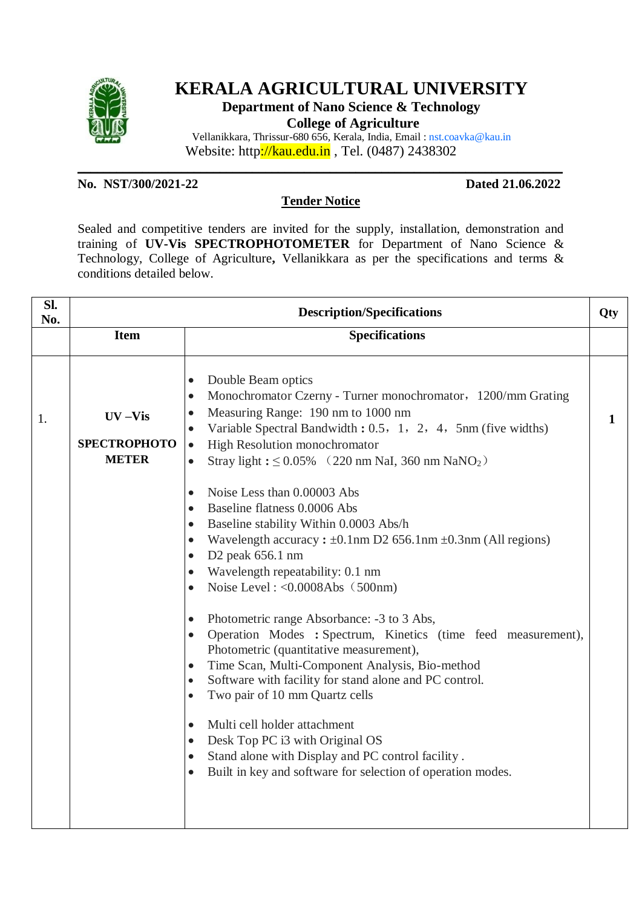# KERALA AGRICULTURAL UNIVERSITY

## Department of Nano Science & Technology

## College of Agriculture

Vellanikkara, Thrissur-680 656, Kerala, India, Email : nst.coavka@kau.in

Website: http://kau.edu.in , Tel. (0487) 2438302

**No. NST/300/2021-22** **Dated 21.06.2022**

## Tender Notice

Sealed and competitive tenders are invited for the supply, installation, demonstration and training of **UV-Vis SPECTROPHOTOMETER** for Department of Nano Science & Technology, College of Agriculture**,** Vellanikkara as per the specifications and terms & conditions detailed below.

| Sl. No. | Description/Specifications | | Qty |
|---|---|---|---|
| | **Item** | **Specifications** | |
| 1. | **UV –Vis SPECTROPHOTOMETER** | • Double Beam optics<br>• Monochromator Czerny - Turner monochromator，1200/mm Grating<br>• Measuring Range: 190 nm to 1000 nm<br>• Variable Spectral Bandwidth **:** 0.5，1，2，4，5nm (five widths)<br>• High Resolution monochromator<br>• Stray light **:** ≤ 0.05% （220 nm NaI, 360 nm $NaNO_2$）<br><br>• Noise Less than 0.00003 Abs<br>• Baseline flatness 0.0006 Abs<br>• Baseline stability Within 0.0003 Abs/h<br>• Wavelength accuracy **:** ±0.1nm D2 656.1nm ±0.3nm (All regions)<br>• D2 peak 656.1 nm<br>• Wavelength repeatability: 0.1 nm<br>• Noise Level : <0.0008Abs（500nm)<br><br>• Photometric range Absorbance: -3 to 3 Abs,<br>• Operation Modes **:** Spectrum, Kinetics (time feed measurement), Photometric (quantitative measurement),<br>• Time Scan, Multi-Component Analysis, Bio-method<br>• Software with facility for stand alone and PC control.<br>• Two pair of 10 mm Quartz cells<br><br>• Multi cell holder attachment<br>• Desk Top PC i3 with Original OS<br>• Stand alone with Display and PC control facility .<br>• Built in key and software for selection of operation modes. | **1** |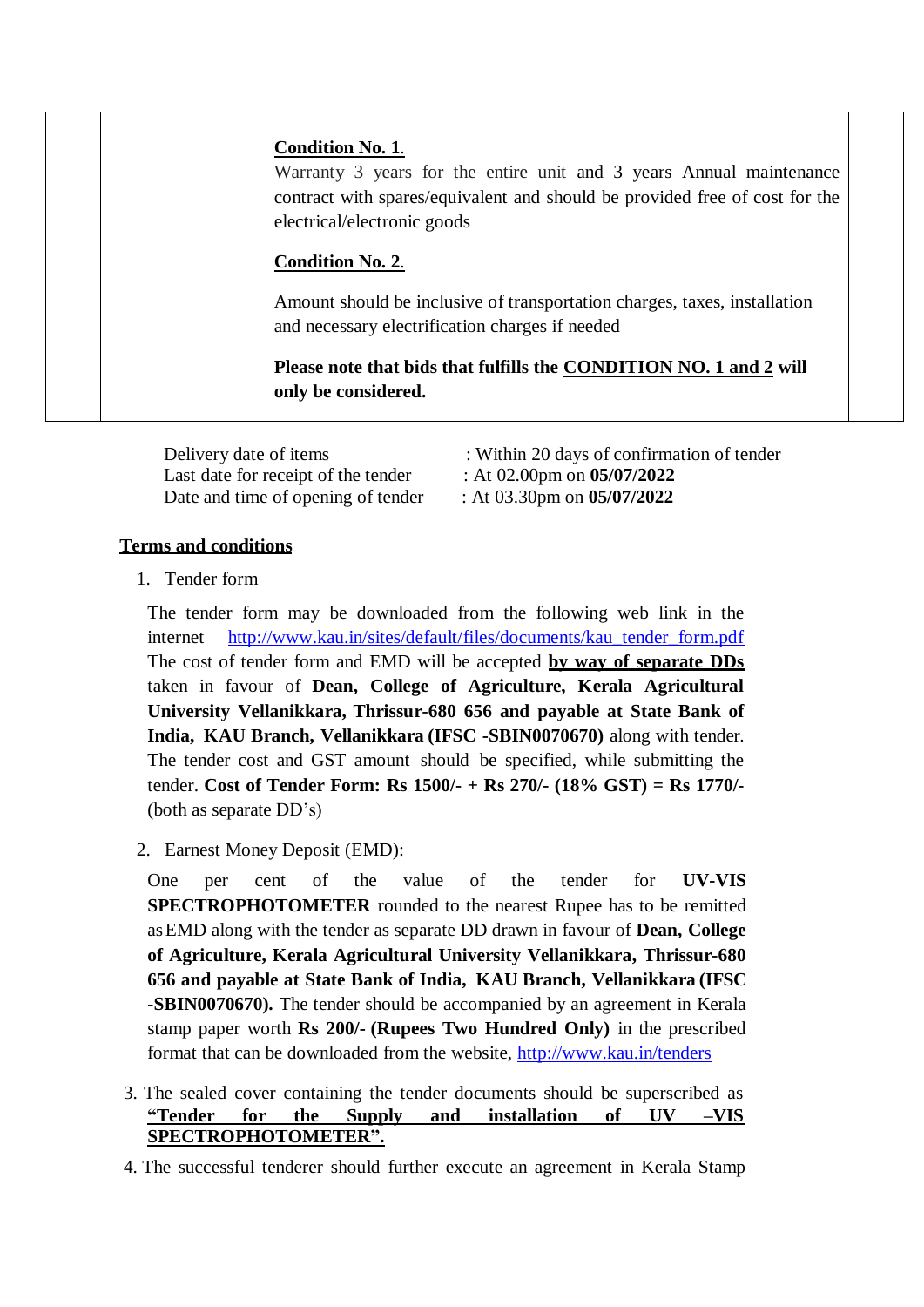| | | | |
|---|---|---|---|
| | | **Condition No. 1.**<br>Warranty 3 years for the entire unit and 3 years Annual maintenance contract with spares/equivalent and should be provided free of cost for the electrical/electronic goods<br><br>**Condition No. 2.**<br><br>Amount should be inclusive of transportation charges, taxes, installation and necessary electrification charges if needed<br><br>**Please note that bids that fulfills the CONDITION NO. 1 and 2 will only be considered.** | |

| | |
|---|---|
| Delivery date of items | : Within 20 days of confirmation of tender |
| Last date for receipt of the tender | : At 02.00pm on **05/07/2022** |
| Date and time of opening of tender | : At 03.30pm on **05/07/2022** |

**Terms and conditions**

1. Tender form

   The tender form may be downloaded from the following web link in the internet http://www.kau.in/sites/default/files/documents/kau_tender_form.pdf The cost of tender form and EMD will be accepted **by way of separate DDs** taken in favour of **Dean, College of Agriculture, Kerala Agricultural University Vellanikkara, Thrissur-680 656 and payable at State Bank of India, KAU Branch, Vellanikkara (IFSC -SBIN0070670)** along with tender. The tender cost and GST amount should be specified, while submitting the tender. **Cost of Tender Form: Rs 1500/- + Rs 270/- (18% GST) = Rs 1770/-** (both as separate DD's)

2. Earnest Money Deposit (EMD):

   One per cent of the value of the tender for **UV-VIS SPECTROPHOTOMETER** rounded to the nearest Rupee has to be remitted as EMD along with the tender as separate DD drawn in favour of **Dean, College of Agriculture, Kerala Agricultural University Vellanikkara, Thrissur-680 656 and payable at State Bank of India, KAU Branch, Vellanikkara (IFSC -SBIN0070670).** The tender should be accompanied by an agreement in Kerala stamp paper worth **Rs 200/- (Rupees Two Hundred Only)** in the prescribed format that can be downloaded from the website, http://www.kau.in/tenders

3. The sealed cover containing the tender documents should be superscribed as **"Tender for the Supply and installation of UV –VIS SPECTROPHOTOMETER".**

4. The successful tenderer should further execute an agreement in Kerala Stamp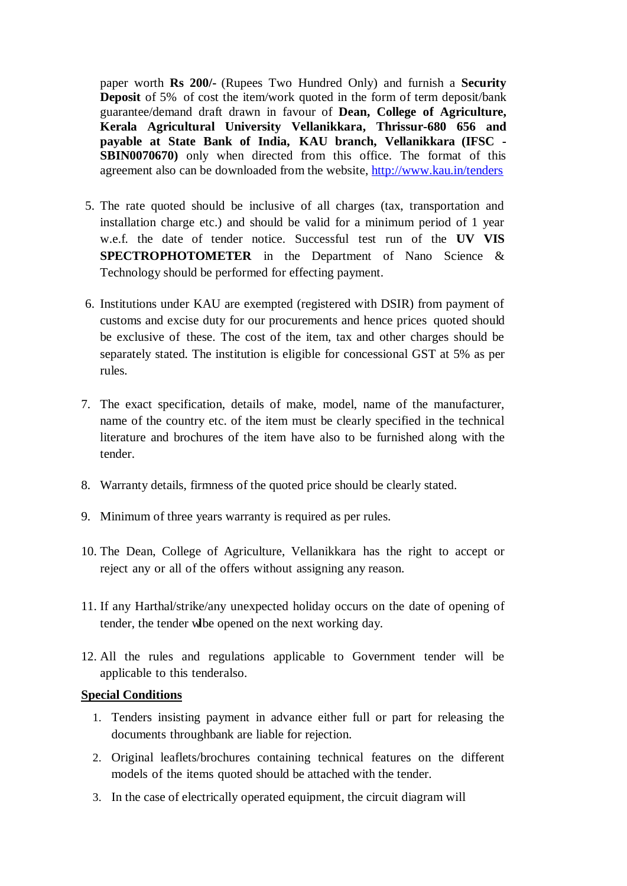paper worth **Rs 200/-** (Rupees Two Hundred Only) and furnish a **Security Deposit** of 5% of cost the item/work quoted in the form of term deposit/bank guarantee/demand draft drawn in favour of **Dean, College of Agriculture, Kerala Agricultural University Vellanikkara, Thrissur-680 656 and payable at State Bank of India, KAU branch, Vellanikkara (IFSC - SBIN0070670)** only when directed from this office. The format of this agreement also can be downloaded from the website, http://www.kau.in/tenders

5. The rate quoted should be inclusive of all charges (tax, transportation and installation charge etc.) and should be valid for a minimum period of 1 year w.e.f. the date of tender notice. Successful test run of the **UV VIS SPECTROPHOTOMETER** in the Department of Nano Science & Technology should be performed for effecting payment.

6. Institutions under KAU are exempted (registered with DSIR) from payment of customs and excise duty for our procurements and hence prices quoted should be exclusive of these. The cost of the item, tax and other charges should be separately stated. The institution is eligible for concessional GST at 5% as per rules.

7. The exact specification, details of make, model, name of the manufacturer, name of the country etc. of the item must be clearly specified in the technical literature and brochures of the item have also to be furnished along with the tender.

8. Warranty details, firmness of the quoted price should be clearly stated.

9. Minimum of three years warranty is required as per rules.

10. The Dean, College of Agriculture, Vellanikkara has the right to accept or reject any or all of the offers without assigning any reason.

11. If any Harthal/strike/any unexpected holiday occurs on the date of opening of tender, the tender wilbe opened on the next working day.

12. All the rules and regulations applicable to Government tender will be applicable to this tenderalso.

**Special Conditions**

1. Tenders insisting payment in advance either full or part for releasing the documents throughbank are liable for rejection.
2. Original leaflets/brochures containing technical features on the different models of the items quoted should be attached with the tender.
3. In the case of electrically operated equipment, the circuit diagram will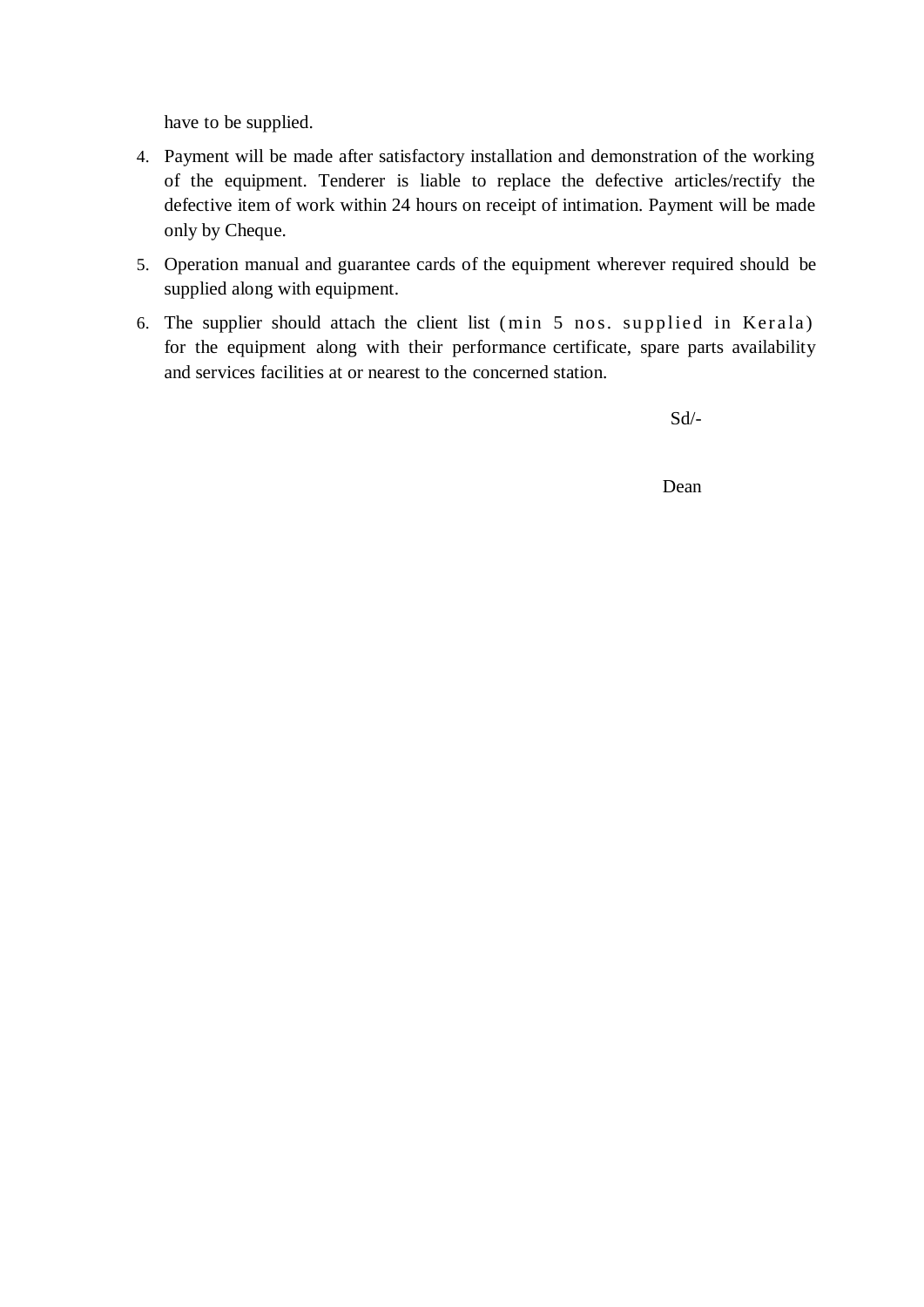have to be supplied.

4. Payment will be made after satisfactory installation and demonstration of the working of the equipment. Tenderer is liable to replace the defective articles/rectify the defective item of work within 24 hours on receipt of intimation. Payment will be made only by Cheque.
5. Operation manual and guarantee cards of the equipment wherever required should be supplied along with equipment.
6. The supplier should attach the client list (min 5 nos. supplied in Kerala) for the equipment along with their performance certificate, spare parts availability and services facilities at or nearest to the concerned station.

Sd/-

Dean